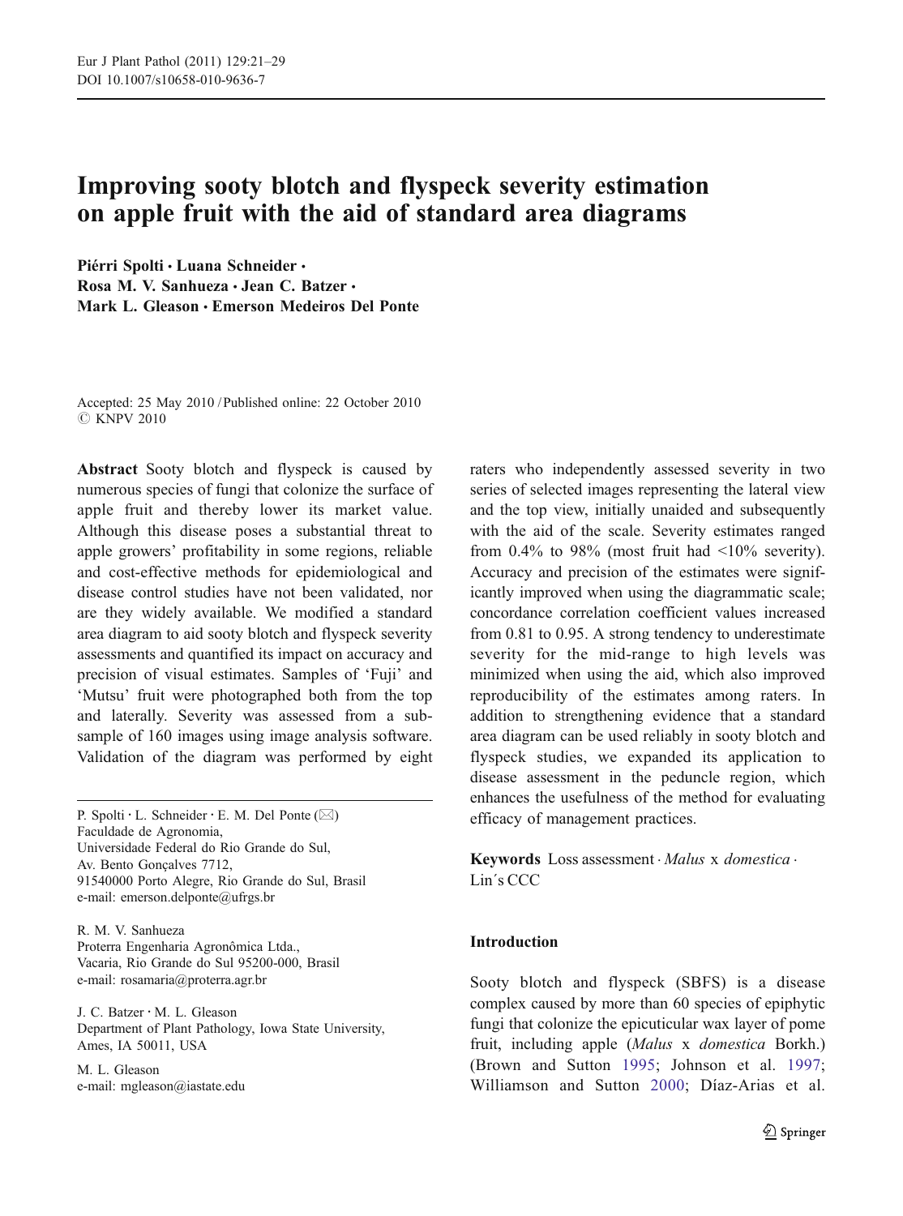# Improving sooty blotch and flyspeck severity estimation on apple fruit with the aid of standard area diagrams

**Piérri Spolti · Luana Schneider · Rosa M. V. Sanhueza · Jean C. Batzer · Mark L. Gleason · Emerson Medeiros Del Ponte**

Accepted: 25 May 2010 / Published online: 22 October 2010
© KNPV 2010

**Abstract** Sooty blotch and flyspeck is caused by numerous species of fungi that colonize the surface of apple fruit and thereby lower its market value. Although this disease poses a substantial threat to apple growers' profitability in some regions, reliable and cost-effective methods for epidemiological and disease control studies have not been validated, nor are they widely available. We modified a standard area diagram to aid sooty blotch and flyspeck severity assessments and quantified its impact on accuracy and precision of visual estimates. Samples of 'Fuji' and 'Mutsu' fruit were photographed both from the top and laterally. Severity was assessed from a subsample of 160 images using image analysis software. Validation of the diagram was performed by eight raters who independently assessed severity in two series of selected images representing the lateral view and the top view, initially unaided and subsequently with the aid of the scale. Severity estimates ranged from 0.4% to 98% (most fruit had <10% severity). Accuracy and precision of the estimates were significantly improved when using the diagrammatic scale; concordance correlation coefficient values increased from 0.81 to 0.95. A strong tendency to underestimate severity for the mid-range to high levels was minimized when using the aid, which also improved reproducibility of the estimates among raters. In addition to strengthening evidence that a standard area diagram can be used reliably in sooty blotch and flyspeck studies, we expanded its application to disease assessment in the peduncle region, which enhances the usefulness of the method for evaluating efficacy of management practices.

**Keywords** Loss assessment · *Malus* x *domestica* · Lin´s CCC

P. Spolti · L. Schneider · E. M. Del Ponte (✉)
Faculdade de Agronomia,
Universidade Federal do Rio Grande do Sul,
Av. Bento Gonçalves 7712,
91540000 Porto Alegre, Rio Grande do Sul, Brasil
e-mail: emerson.delponte@ufrgs.br

R. M. V. Sanhueza
Proterra Engenharia Agronômica Ltda.,
Vacaria, Rio Grande do Sul 95200-000, Brasil
e-mail: rosamaria@proterra.agr.br

J. C. Batzer · M. L. Gleason
Department of Plant Pathology, Iowa State University,
Ames, IA 50011, USA

M. L. Gleason
e-mail: mgleason@iastate.edu

## Introduction

Sooty blotch and flyspeck (SBFS) is a disease complex caused by more than 60 species of epiphytic fungi that colonize the epicuticular wax layer of pome fruit, including apple (*Malus* x *domestica* Borkh.) (Brown and Sutton 1995; Johnson et al. 1997; Williamson and Sutton 2000; Díaz-Arias et al.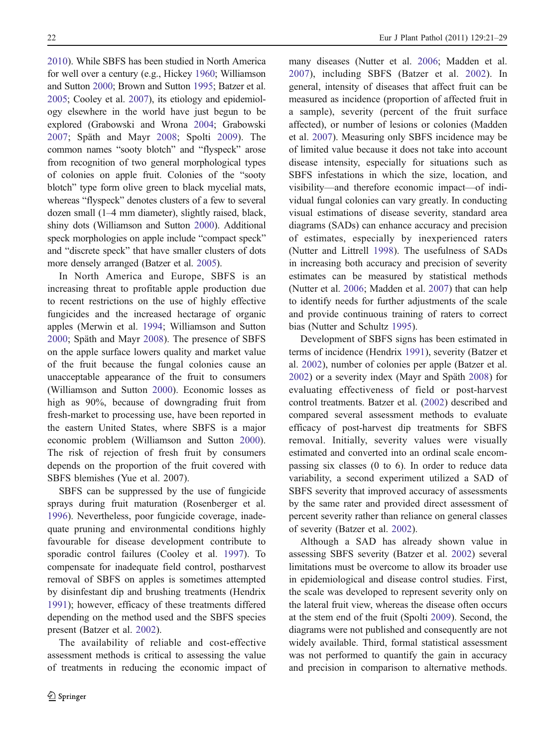2010). While SBFS has been studied in North America for well over a century (e.g., Hickey 1960; Williamson and Sutton 2000; Brown and Sutton 1995; Batzer et al. 2005; Cooley et al. 2007), its etiology and epidemiology elsewhere in the world have just begun to be explored (Grabowski and Wrona 2004; Grabowski 2007; Späth and Mayr 2008; Spolti 2009). The common names "sooty blotch" and "flyspeck" arose from recognition of two general morphological types of colonies on apple fruit. Colonies of the "sooty blotch" type form olive green to black mycelial mats, whereas "flyspeck" denotes clusters of a few to several dozen small (1–4 mm diameter), slightly raised, black, shiny dots (Williamson and Sutton 2000). Additional speck morphologies on apple include "compact speck" and "discrete speck" that have smaller clusters of dots more densely arranged (Batzer et al. 2005).

In North America and Europe, SBFS is an increasing threat to profitable apple production due to recent restrictions on the use of highly effective fungicides and the increased hectarage of organic apples (Merwin et al. 1994; Williamson and Sutton 2000; Späth and Mayr 2008). The presence of SBFS on the apple surface lowers quality and market value of the fruit because the fungal colonies cause an unacceptable appearance of the fruit to consumers (Williamson and Sutton 2000). Economic losses as high as 90%, because of downgrading fruit from fresh-market to processing use, have been reported in the eastern United States, where SBFS is a major economic problem (Williamson and Sutton 2000). The risk of rejection of fresh fruit by consumers depends on the proportion of the fruit covered with SBFS blemishes (Yue et al. 2007).

SBFS can be suppressed by the use of fungicide sprays during fruit maturation (Rosenberger et al. 1996). Nevertheless, poor fungicide coverage, inadequate pruning and environmental conditions highly favourable for disease development contribute to sporadic control failures (Cooley et al. 1997). To compensate for inadequate field control, postharvest removal of SBFS on apples is sometimes attempted by disinfestant dip and brushing treatments (Hendrix 1991); however, efficacy of these treatments differed depending on the method used and the SBFS species present (Batzer et al. 2002).

The availability of reliable and cost-effective assessment methods is critical to assessing the value of treatments in reducing the economic impact of many diseases (Nutter et al. 2006; Madden et al. 2007), including SBFS (Batzer et al. 2002). In general, intensity of diseases that affect fruit can be measured as incidence (proportion of affected fruit in a sample), severity (percent of the fruit surface affected), or number of lesions or colonies (Madden et al. 2007). Measuring only SBFS incidence may be of limited value because it does not take into account disease intensity, especially for situations such as SBFS infestations in which the size, location, and visibility—and therefore economic impact—of individual fungal colonies can vary greatly. In conducting visual estimations of disease severity, standard area diagrams (SADs) can enhance accuracy and precision of estimates, especially by inexperienced raters (Nutter and Littrell 1998). The usefulness of SADs in increasing both accuracy and precision of severity estimates can be measured by statistical methods (Nutter et al. 2006; Madden et al. 2007) that can help to identify needs for further adjustments of the scale and provide continuous training of raters to correct bias (Nutter and Schultz 1995).

Development of SBFS signs has been estimated in terms of incidence (Hendrix 1991), severity (Batzer et al. 2002), number of colonies per apple (Batzer et al. 2002) or a severity index (Mayr and Späth 2008) for evaluating effectiveness of field or post-harvest control treatments. Batzer et al. (2002) described and compared several assessment methods to evaluate efficacy of post-harvest dip treatments for SBFS removal. Initially, severity values were visually estimated and converted into an ordinal scale encompassing six classes (0 to 6). In order to reduce data variability, a second experiment utilized a SAD of SBFS severity that improved accuracy of assessments by the same rater and provided direct assessment of percent severity rather than reliance on general classes of severity (Batzer et al. 2002).

Although a SAD has already shown value in assessing SBFS severity (Batzer et al. 2002) several limitations must be overcome to allow its broader use in epidemiological and disease control studies. First, the scale was developed to represent severity only on the lateral fruit view, whereas the disease often occurs at the stem end of the fruit (Spolti 2009). Second, the diagrams were not published and consequently are not widely available. Third, formal statistical assessment was not performed to quantify the gain in accuracy and precision in comparison to alternative methods.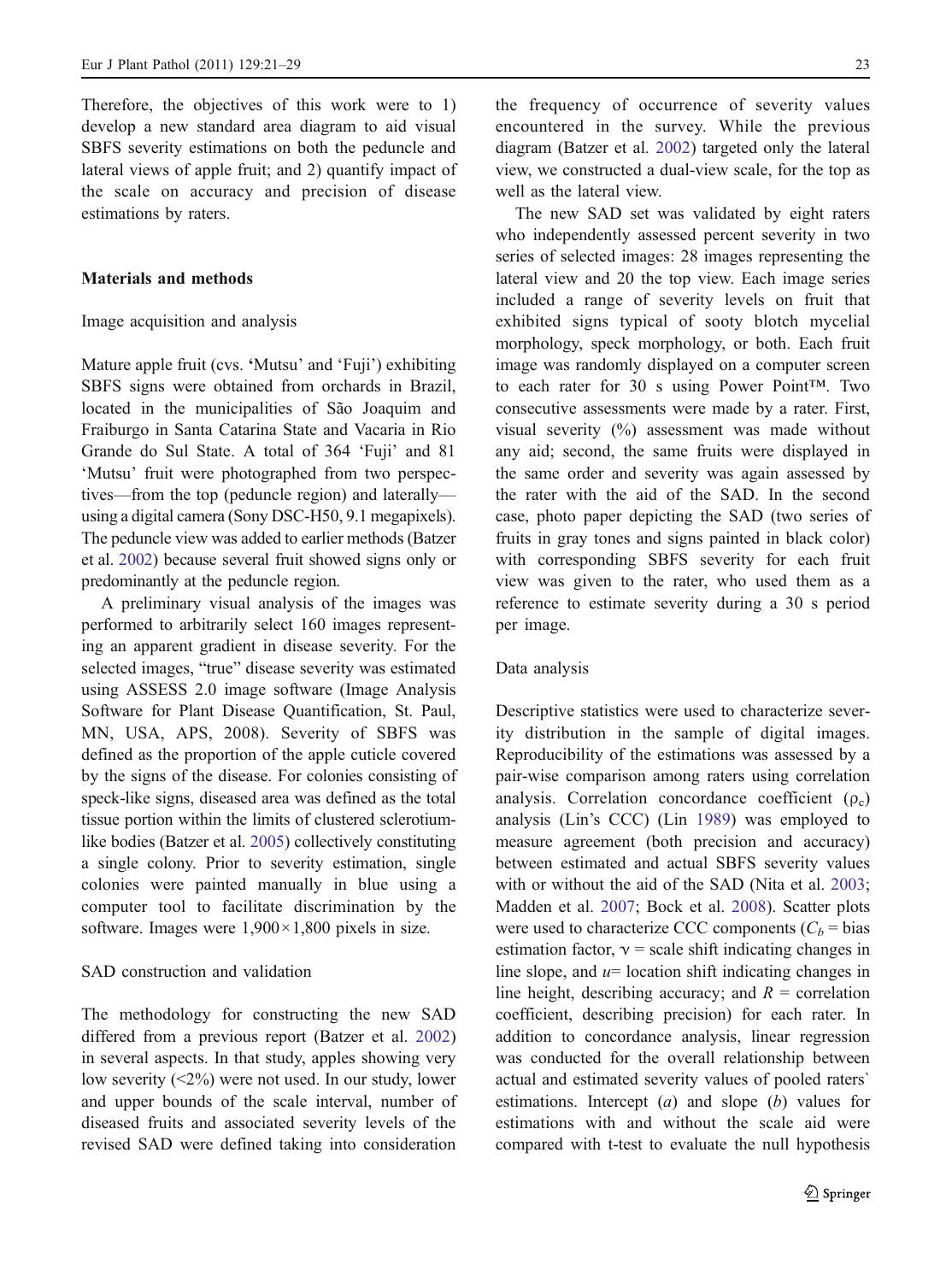Therefore, the objectives of this work were to 1) develop a new standard area diagram to aid visual SBFS severity estimations on both the peduncle and lateral views of apple fruit; and 2) quantify impact of the scale on accuracy and precision of disease estimations by raters.

## Materials and methods

### Image acquisition and analysis

Mature apple fruit (cvs. 'Mutsu' and 'Fuji') exhibiting SBFS signs were obtained from orchards in Brazil, located in the municipalities of São Joaquim and Fraiburgo in Santa Catarina State and Vacaria in Rio Grande do Sul State. A total of 364 'Fuji' and 81 'Mutsu' fruit were photographed from two perspectives—from the top (peduncle region) and laterally—using a digital camera (Sony DSC-H50, 9.1 megapixels). The peduncle view was added to earlier methods (Batzer et al. 2002) because several fruit showed signs only or predominantly at the peduncle region.

A preliminary visual analysis of the images was performed to arbitrarily select 160 images representing an apparent gradient in disease severity. For the selected images, "true" disease severity was estimated using ASSESS 2.0 image software (Image Analysis Software for Plant Disease Quantification, St. Paul, MN, USA, APS, 2008). Severity of SBFS was defined as the proportion of the apple cuticle covered by the signs of the disease. For colonies consisting of speck-like signs, diseased area was defined as the total tissue portion within the limits of clustered sclerotium-like bodies (Batzer et al. 2005) collectively constituting a single colony. Prior to severity estimation, single colonies were painted manually in blue using a computer tool to facilitate discrimination by the software. Images were 1,900×1,800 pixels in size.

### SAD construction and validation

The methodology for constructing the new SAD differed from a previous report (Batzer et al. 2002) in several aspects. In that study, apples showing very low severity (<2%) were not used. In our study, lower and upper bounds of the scale interval, number of diseased fruits and associated severity levels of the revised SAD were defined taking into consideration the frequency of occurrence of severity values encountered in the survey. While the previous diagram (Batzer et al. 2002) targeted only the lateral view, we constructed a dual-view scale, for the top as well as the lateral view.

The new SAD set was validated by eight raters who independently assessed percent severity in two series of selected images: 28 images representing the lateral view and 20 the top view. Each image series included a range of severity levels on fruit that exhibited signs typical of sooty blotch mycelial morphology, speck morphology, or both. Each fruit image was randomly displayed on a computer screen to each rater for 30 s using Power Point™. Two consecutive assessments were made by a rater. First, visual severity (%) assessment was made without any aid; second, the same fruits were displayed in the same order and severity was again assessed by the rater with the aid of the SAD. In the second case, photo paper depicting the SAD (two series of fruits in gray tones and signs painted in black color) with corresponding SBFS severity for each fruit view was given to the rater, who used them as a reference to estimate severity during a 30 s period per image.

### Data analysis

Descriptive statistics were used to characterize severity distribution in the sample of digital images. Reproducibility of the estimations was assessed by a pair-wise comparison among raters using correlation analysis. Correlation concordance coefficient ($\rho_c$) analysis (Lin's CCC) (Lin 1989) was employed to measure agreement (both precision and accuracy) between estimated and actual SBFS severity values with or without the aid of the SAD (Nita et al. 2003; Madden et al. 2007; Bock et al. 2008). Scatter plots were used to characterize CCC components ($C_b$ = bias estimation factor, $\nu$ = scale shift indicating changes in line slope, and $u$= location shift indicating changes in line height, describing accuracy; and $R$ = correlation coefficient, describing precision) for each rater. In addition to concordance analysis, linear regression was conducted for the overall relationship between actual and estimated severity values of pooled raters` estimations. Intercept ($a$) and slope ($b$) values for estimations with and without the scale aid were compared with t-test to evaluate the null hypothesis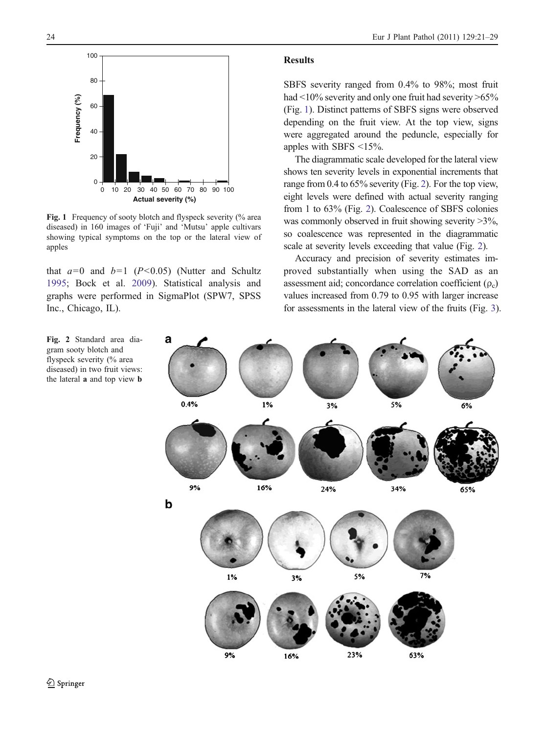Fig. 1 Frequency of sooty blotch and flyspeck severity (% area diseased) in 160 images of 'Fuji' and 'Mutsu' apple cultivars showing typical symptoms on the top or the lateral view of apples

that $a=0$ and $b=1$ ($P<0.05$) (Nutter and Schultz 1995; Bock et al. 2009). Statistical analysis and graphs were performed in SigmaPlot (SPW7, SPSS Inc., Chicago, IL).

## Results

SBFS severity ranged from 0.4% to 98%; most fruit had <10% severity and only one fruit had severity >65% (Fig. 1). Distinct patterns of SBFS signs were observed depending on the fruit view. At the top view, signs were aggregated around the peduncle, especially for apples with SBFS <15%.

The diagrammatic scale developed for the lateral view shows ten severity levels in exponential increments that range from 0.4 to 65% severity (Fig. 2). For the top view, eight levels were defined with actual severity ranging from 1 to 63% (Fig. 2). Coalescence of SBFS colonies was commonly observed in fruit showing severity >3%, so coalescence was represented in the diagrammatic scale at severity levels exceeding that value (Fig. 2).

Accuracy and precision of severity estimates improved substantially when using the SAD as an assessment aid; concordance correlation coefficient ($\rho_c$) values increased from 0.79 to 0.95 with larger increase for assessments in the lateral view of the fruits (Fig. 3).

Fig. 2 Standard area diagram sooty blotch and flyspeck severity (% area diseased) in two fruit views: the lateral **a** and top view **b**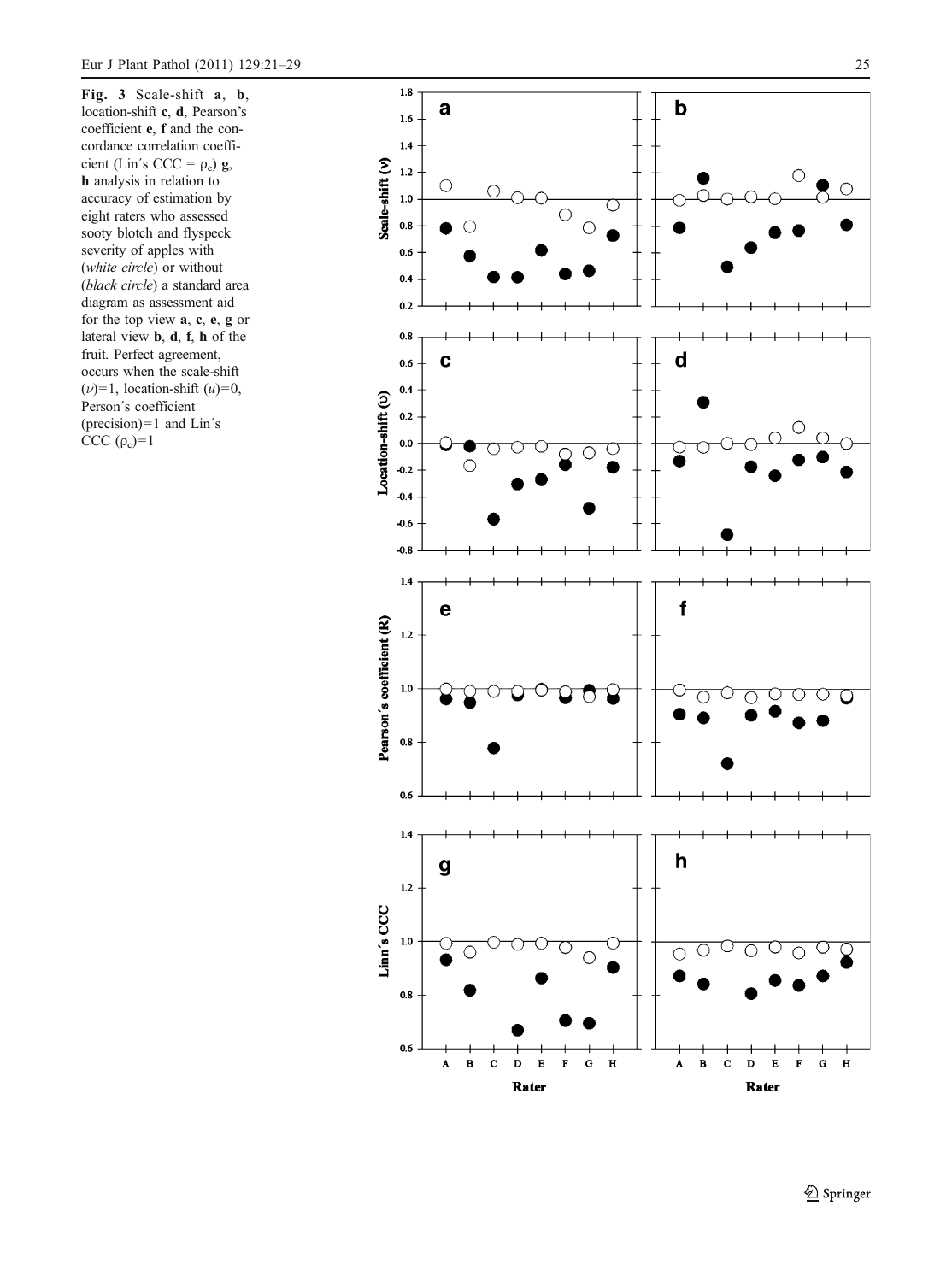**Fig. 3** Scale-shift **a**, **b**, location-shift **c**, **d**, Pearson's coefficient **e**, **f** and the concordance correlation coefficient (Lin´s CCC = $\rho_c$) **g**, **h** analysis in relation to accuracy of estimation by eight raters who assessed sooty blotch and flyspeck severity of apples with (*white circle*) or without (*black circle*) a standard area diagram as assessment aid for the top view **a**, **c**, **e**, **g** or lateral view **b**, **d**, **f**, **h** of the fruit. Perfect agreement, occurs when the scale-shift ($\nu$)=1, location-shift ($u$)=0, Person´s coefficient (precision)=1 and Lin´s CCC ($\rho_c$)=1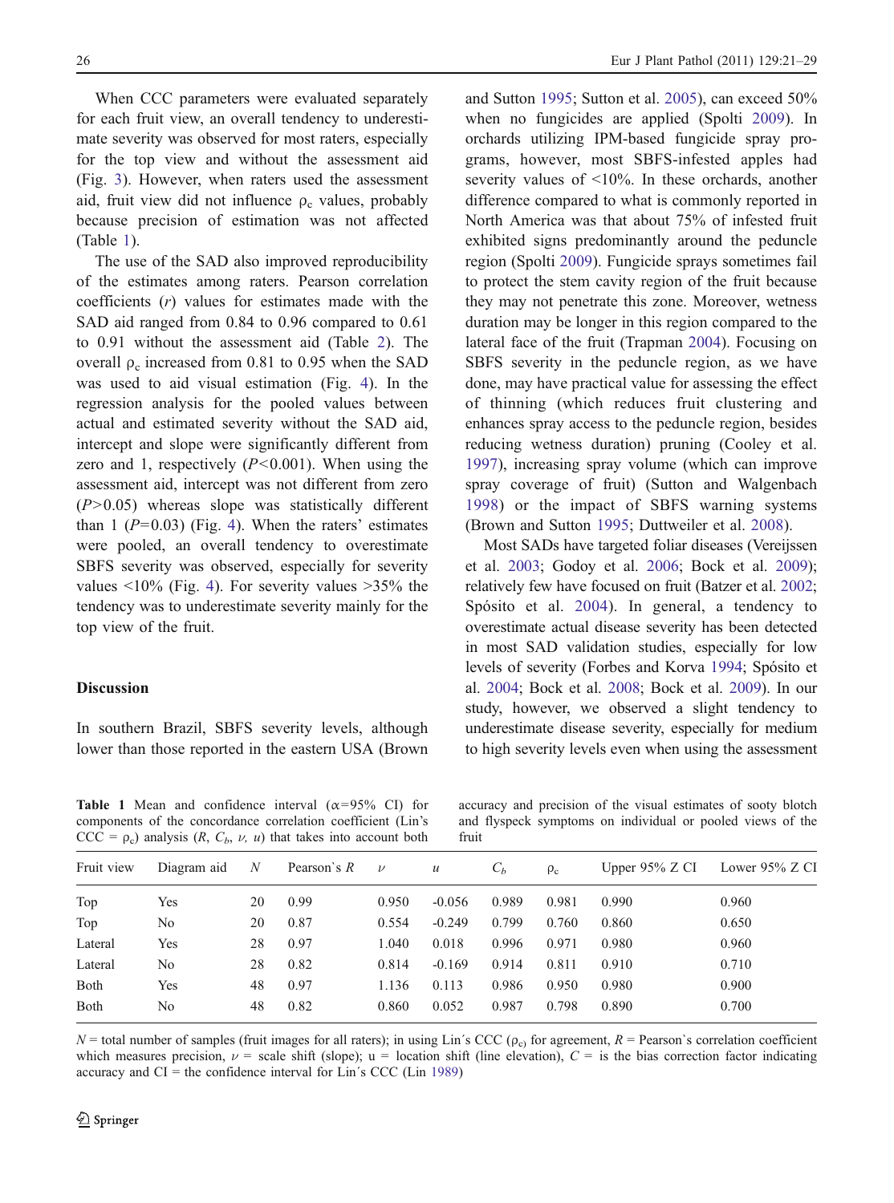When CCC parameters were evaluated separately for each fruit view, an overall tendency to underestimate severity was observed for most raters, especially for the top view and without the assessment aid (Fig. 3). However, when raters used the assessment aid, fruit view did not influence $\rho_c$ values, probably because precision of estimation was not affected (Table 1).

The use of the SAD also improved reproducibility of the estimates among raters. Pearson correlation coefficients ($r$) values for estimates made with the SAD aid ranged from 0.84 to 0.96 compared to 0.61 to 0.91 without the assessment aid (Table 2). The overall $\rho_c$ increased from 0.81 to 0.95 when the SAD was used to aid visual estimation (Fig. 4). In the regression analysis for the pooled values between actual and estimated severity without the SAD aid, intercept and slope were significantly different from zero and 1, respectively ($P<0.001$). When using the assessment aid, intercept was not different from zero ($P>0.05$) whereas slope was statistically different than 1 ($P=0.03$) (Fig. 4). When the raters' estimates were pooled, an overall tendency to overestimate SBFS severity was observed, especially for severity values <10% (Fig. 4). For severity values >35% the tendency was to underestimate severity mainly for the top view of the fruit.

## Discussion

In southern Brazil, SBFS severity levels, although lower than those reported in the eastern USA (Brown and Sutton 1995; Sutton et al. 2005), can exceed 50% when no fungicides are applied (Spolti 2009). In orchards utilizing IPM-based fungicide spray programs, however, most SBFS-infested apples had severity values of <10%. In these orchards, another difference compared to what is commonly reported in North America was that about 75% of infested fruit exhibited signs predominantly around the peduncle region (Spolti 2009). Fungicide sprays sometimes fail to protect the stem cavity region of the fruit because they may not penetrate this zone. Moreover, wetness duration may be longer in this region compared to the lateral face of the fruit (Trapman 2004). Focusing on SBFS severity in the peduncle region, as we have done, may have practical value for assessing the effect of thinning (which reduces fruit clustering and enhances spray access to the peduncle region, besides reducing wetness duration) pruning (Cooley et al. 1997), increasing spray volume (which can improve spray coverage of fruit) (Sutton and Walgenbach 1998) or the impact of SBFS warning systems (Brown and Sutton 1995; Duttweiler et al. 2008).

Most SADs have targeted foliar diseases (Vereijssen et al. 2003; Godoy et al. 2006; Bock et al. 2009); relatively few have focused on fruit (Batzer et al. 2002; Spósito et al. 2004). In general, a tendency to overestimate actual disease severity has been detected in most SAD validation studies, especially for low levels of severity (Forbes and Korva 1994; Spósito et al. 2004; Bock et al. 2008; Bock et al. 2009). In our study, however, we observed a slight tendency to underestimate disease severity, especially for medium to high severity levels even when using the assessment

**Table 1** Mean and confidence interval ($\alpha$=95% CI) for components of the concordance correlation coefficient (Lin's CCC = $\rho_c$) analysis ($R$, $C_b$, $\nu$, $u$) that takes into account both accuracy and precision of the visual estimates of sooty blotch and flyspeck symptoms on individual or pooled views of the fruit

| Fruit view | Diagram aid | $N$ | Pearson`s $R$ | $\nu$ | $u$ | $C_b$ | $\rho_c$ | Upper 95% Z CI | Lower 95% Z CI |
|---|---|---|---|---|---|---|---|---|---|
| Top | Yes | 20 | 0.99 | 0.950 | -0.056 | 0.989 | 0.981 | 0.990 | 0.960 |
| Top | No | 20 | 0.87 | 0.554 | -0.249 | 0.799 | 0.760 | 0.860 | 0.650 |
| Lateral | Yes | 28 | 0.97 | 1.040 | 0.018 | 0.996 | 0.971 | 0.980 | 0.960 |
| Lateral | No | 28 | 0.82 | 0.814 | -0.169 | 0.914 | 0.811 | 0.910 | 0.710 |
| Both | Yes | 48 | 0.97 | 1.136 | 0.113 | 0.986 | 0.950 | 0.980 | 0.900 |
| Both | No | 48 | 0.82 | 0.860 | 0.052 | 0.987 | 0.798 | 0.890 | 0.700 |

$N$ = total number of samples (fruit images for all raters); in using Lin´s CCC ($\rho_c$) for agreement, $R$ = Pearson`s correlation coefficient which measures precision, $\nu$ = scale shift (slope); u = location shift (line elevation), $C$ = is the bias correction factor indicating accuracy and CI = the confidence interval for Lin´s CCC (Lin 1989)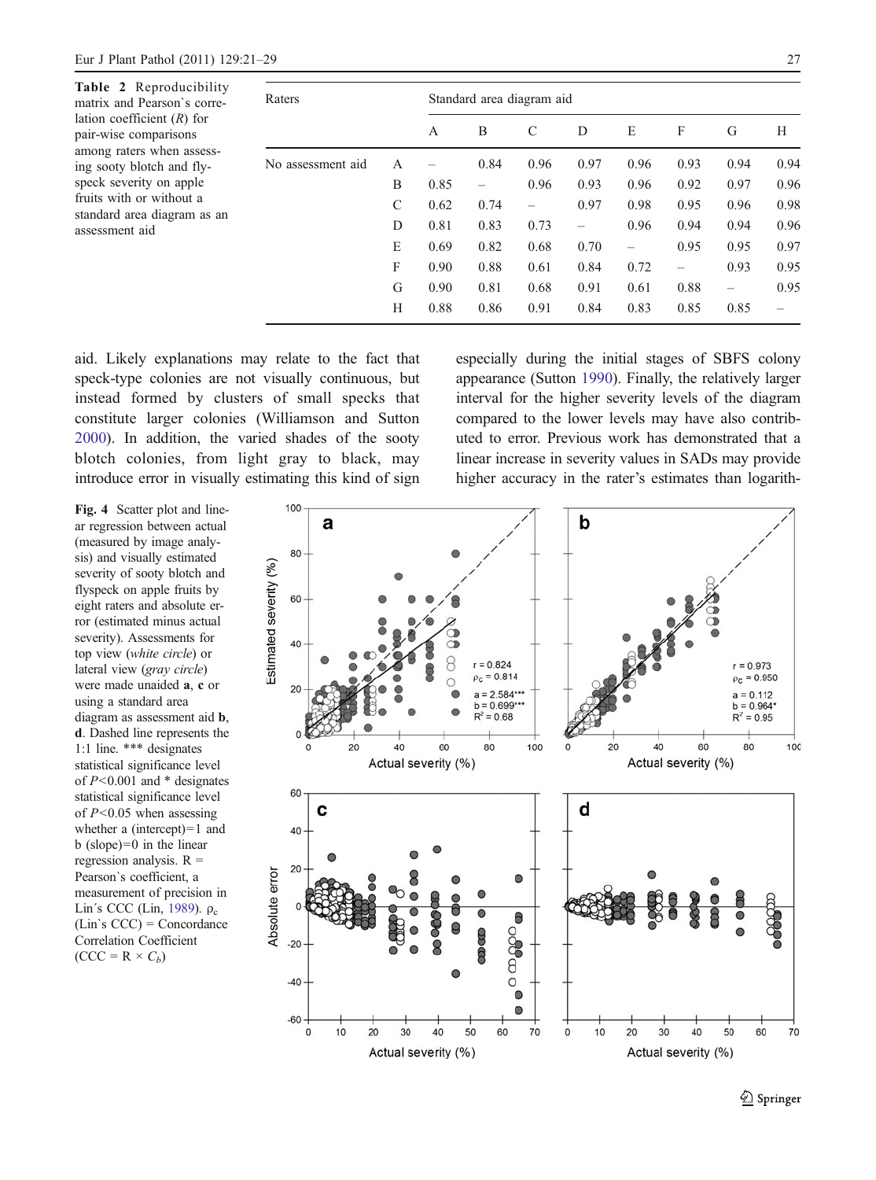**Table 2** Reproducibility matrix and Pearson`s correlation coefficient (*R*) for pair-wise comparisons among raters when assessing sooty blotch and flyspeck severity on apple fruits with or without a standard area diagram as an assessment aid

| Raters | | Standard area diagram aid | | | | | | | |
|---|---|---|---|---|---|---|---|---|---|
| | | A | B | C | D | E | F | G | H |
| No assessment aid | A | – | 0.84 | 0.96 | 0.97 | 0.96 | 0.93 | 0.94 | 0.94 |
| | B | 0.85 | – | 0.96 | 0.93 | 0.96 | 0.92 | 0.97 | 0.96 |
| | C | 0.62 | 0.74 | – | 0.97 | 0.98 | 0.95 | 0.96 | 0.98 |
| | D | 0.81 | 0.83 | 0.73 | – | 0.96 | 0.94 | 0.94 | 0.96 |
| | E | 0.69 | 0.82 | 0.68 | 0.70 | – | 0.95 | 0.95 | 0.97 |
| | F | 0.90 | 0.88 | 0.61 | 0.84 | 0.72 | – | 0.93 | 0.95 |
| | G | 0.90 | 0.81 | 0.68 | 0.91 | 0.61 | 0.88 | – | 0.95 |
| | H | 0.88 | 0.86 | 0.91 | 0.84 | 0.83 | 0.85 | 0.85 | – |

aid. Likely explanations may relate to the fact that speck-type colonies are not visually continuous, but instead formed by clusters of small specks that constitute larger colonies (Williamson and Sutton 2000). In addition, the varied shades of the sooty blotch colonies, from light gray to black, may introduce error in visually estimating this kind of sign especially during the initial stages of SBFS colony appearance (Sutton 1990). Finally, the relatively larger interval for the higher severity levels of the diagram compared to the lower levels may have also contributed to error. Previous work has demonstrated that a linear increase in severity values in SADs may provide higher accuracy in the rater's estimates than logarith-

**Fig. 4** Scatter plot and linear regression between actual (measured by image analysis) and visually estimated severity of sooty blotch and flyspeck on apple fruits by eight raters and absolute error (estimated minus actual severity). Assessments for top view (*white circle*) or lateral view (*gray circle*) were made unaided **a**, **c** or using a standard area diagram as assessment aid **b**, **d**. Dashed line represents the 1:1 line. *** designates statistical significance level of $P<0.001$ and * designates statistical significance level of $P<0.05$ when assessing whether a (intercept)=1 and b (slope)=0 in the linear regression analysis. R = Pearson`s coefficient, a measurement of precision in Lin´s CCC (Lin, 1989). $\rho_c$ (Lin`s CCC) = Concordance Correlation Coefficient ($CCC = R \times C_b$)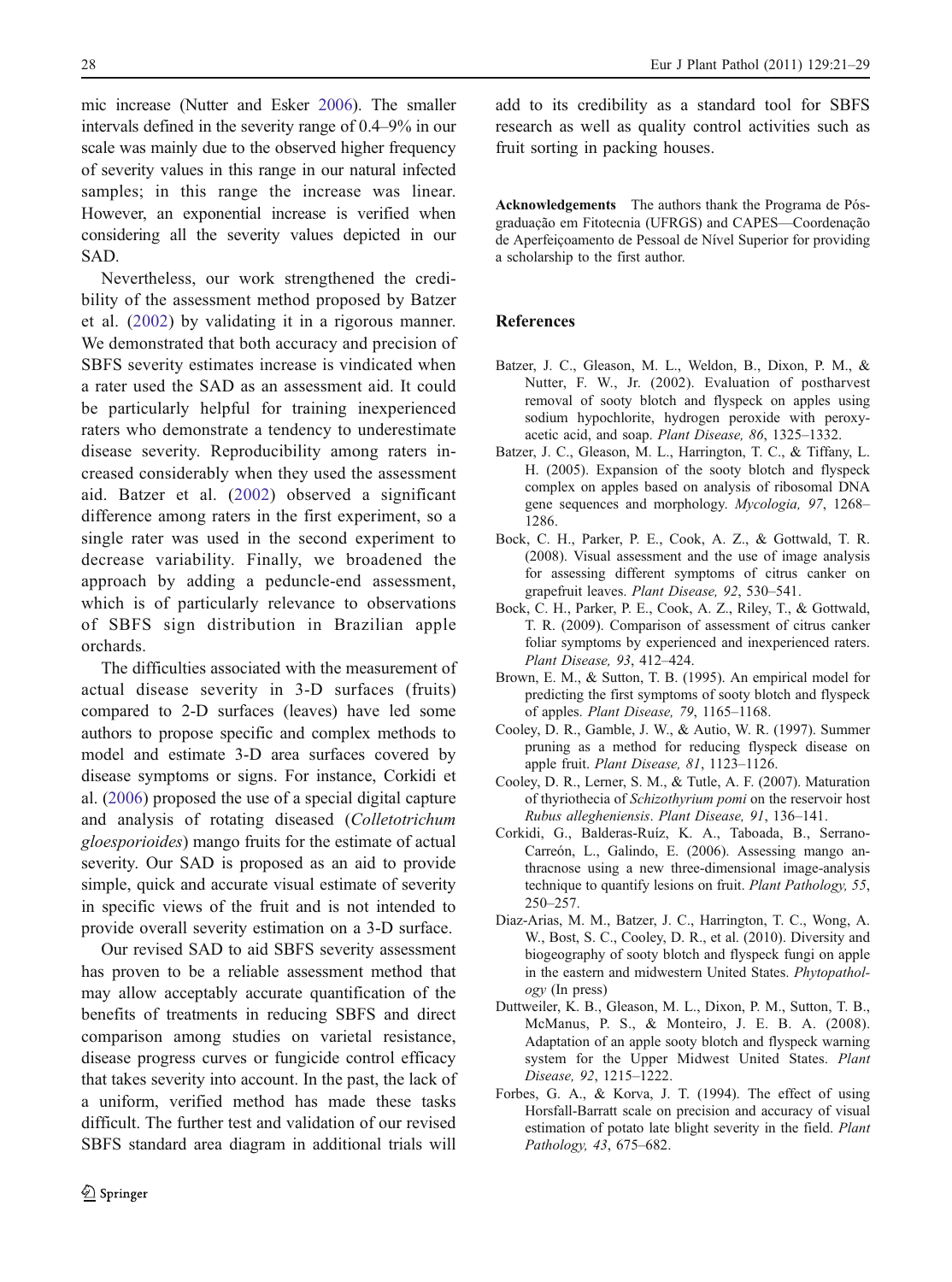mic increase (Nutter and Esker 2006). The smaller intervals defined in the severity range of 0.4–9% in our scale was mainly due to the observed higher frequency of severity values in this range in our natural infected samples; in this range the increase was linear. However, an exponential increase is verified when considering all the severity values depicted in our SAD.

Nevertheless, our work strengthened the credibility of the assessment method proposed by Batzer et al. (2002) by validating it in a rigorous manner. We demonstrated that both accuracy and precision of SBFS severity estimates increase is vindicated when a rater used the SAD as an assessment aid. It could be particularly helpful for training inexperienced raters who demonstrate a tendency to underestimate disease severity. Reproducibility among raters increased considerably when they used the assessment aid. Batzer et al. (2002) observed a significant difference among raters in the first experiment, so a single rater was used in the second experiment to decrease variability. Finally, we broadened the approach by adding a peduncle-end assessment, which is of particularly relevance to observations of SBFS sign distribution in Brazilian apple orchards.

The difficulties associated with the measurement of actual disease severity in 3-D surfaces (fruits) compared to 2-D surfaces (leaves) have led some authors to propose specific and complex methods to model and estimate 3-D area surfaces covered by disease symptoms or signs. For instance, Corkidi et al. (2006) proposed the use of a special digital capture and analysis of rotating diseased (*Colletotrichum gloesporioides*) mango fruits for the estimate of actual severity. Our SAD is proposed as an aid to provide simple, quick and accurate visual estimate of severity in specific views of the fruit and is not intended to provide overall severity estimation on a 3-D surface.

Our revised SAD to aid SBFS severity assessment has proven to be a reliable assessment method that may allow acceptably accurate quantification of the benefits of treatments in reducing SBFS and direct comparison among studies on varietal resistance, disease progress curves or fungicide control efficacy that takes severity into account. In the past, the lack of a uniform, verified method has made these tasks difficult. The further test and validation of our revised SBFS standard area diagram in additional trials will add to its credibility as a standard tool for SBFS research as well as quality control activities such as fruit sorting in packing houses.

**Acknowledgements** The authors thank the Programa de Pós-graduação em Fitotecnia (UFRGS) and CAPES—Coordenação de Aperfeiçoamento de Pessoal de Nível Superior for providing a scholarship to the first author.

## References

- Batzer, J. C., Gleason, M. L., Weldon, B., Dixon, P. M., & Nutter, F. W., Jr. (2002). Evaluation of postharvest removal of sooty blotch and flyspeck on apples using sodium hypochlorite, hydrogen peroxide with peroxyacetic acid, and soap. *Plant Disease, 86*, 1325–1332.
- Batzer, J. C., Gleason, M. L., Harrington, T. C., & Tiffany, L. H. (2005). Expansion of the sooty blotch and flyspeck complex on apples based on analysis of ribosomal DNA gene sequences and morphology. *Mycologia, 97*, 1268–1286.
- Bock, C. H., Parker, P. E., Cook, A. Z., & Gottwald, T. R. (2008). Visual assessment and the use of image analysis for assessing different symptoms of citrus canker on grapefruit leaves. *Plant Disease, 92*, 530–541.
- Bock, C. H., Parker, P. E., Cook, A. Z., Riley, T., & Gottwald, T. R. (2009). Comparison of assessment of citrus canker foliar symptoms by experienced and inexperienced raters. *Plant Disease, 93*, 412–424.
- Brown, E. M., & Sutton, T. B. (1995). An empirical model for predicting the first symptoms of sooty blotch and flyspeck of apples. *Plant Disease, 79*, 1165–1168.
- Cooley, D. R., Gamble, J. W., & Autio, W. R. (1997). Summer pruning as a method for reducing flyspeck disease on apple fruit. *Plant Disease, 81*, 1123–1126.
- Cooley, D. R., Lerner, S. M., & Tutle, A. F. (2007). Maturation of thyriothecia of *Schizothyrium pomi* on the reservoir host *Rubus allegheniensis*. *Plant Disease, 91*, 136–141.
- Corkidi, G., Balderas-Ruíz, K. A., Taboada, B., Serrano-Carreón, L., Galindo, E. (2006). Assessing mango anthracnose using a new three-dimensional image-analysis technique to quantify lesions on fruit. *Plant Pathology, 55*, 250–257.
- Diaz-Arias, M. M., Batzer, J. C., Harrington, T. C., Wong, A. W., Bost, S. C., Cooley, D. R., et al. (2010). Diversity and biogeography of sooty blotch and flyspeck fungi on apple in the eastern and midwestern United States. *Phytopathology* (In press)
- Duttweiler, K. B., Gleason, M. L., Dixon, P. M., Sutton, T. B., McManus, P. S., & Monteiro, J. E. B. A. (2008). Adaptation of an apple sooty blotch and flyspeck warning system for the Upper Midwest United States. *Plant Disease, 92*, 1215–1222.
- Forbes, G. A., & Korva, J. T. (1994). The effect of using Horsfall-Barratt scale on precision and accuracy of visual estimation of potato late blight severity in the field. *Plant Pathology, 43*, 675–682.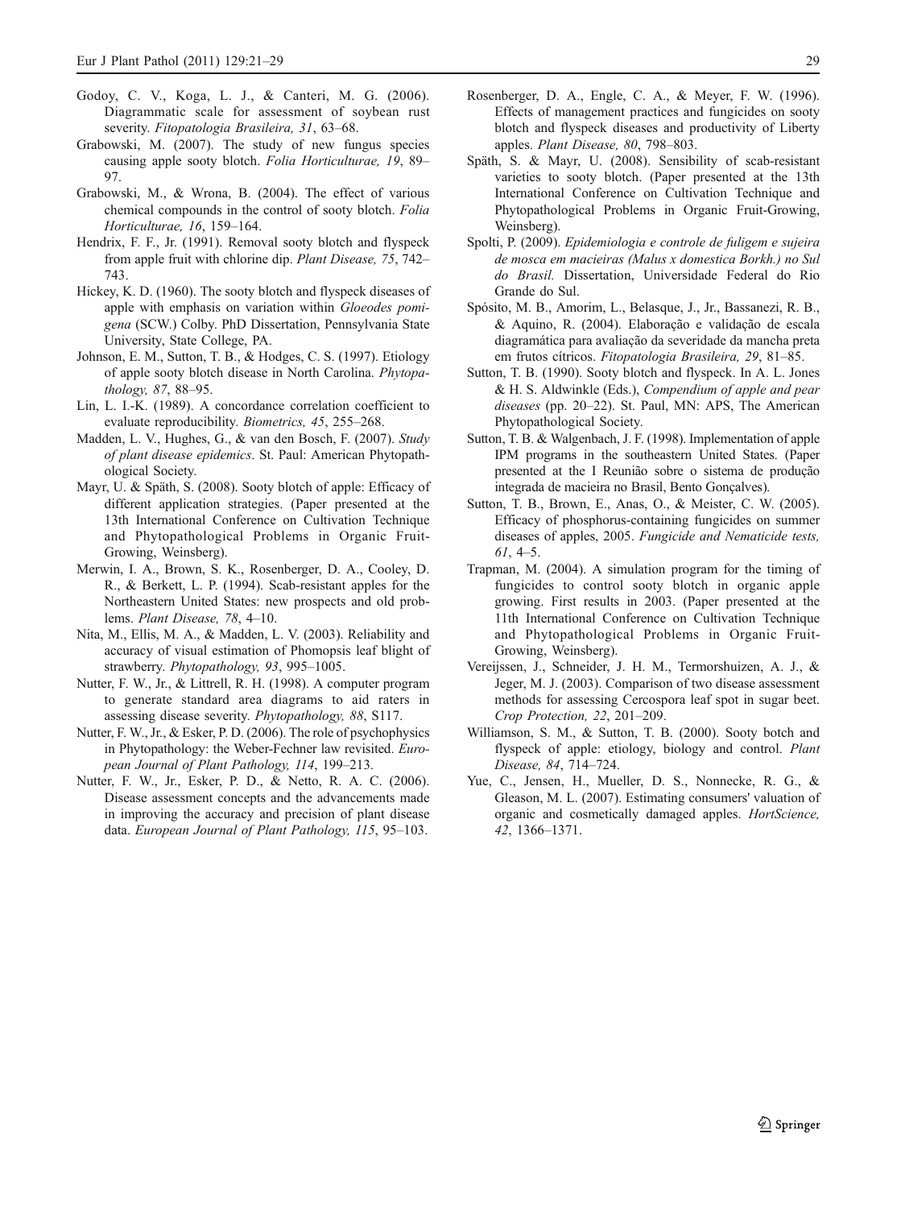Godoy, C. V., Koga, L. J., & Canteri, M. G. (2006). Diagrammatic scale for assessment of soybean rust severity. *Fitopatologia Brasileira, 31*, 63–68.

Grabowski, M. (2007). The study of new fungus species causing apple sooty blotch. *Folia Horticulturae, 19*, 89–97.

Grabowski, M., & Wrona, B. (2004). The effect of various chemical compounds in the control of sooty blotch. *Folia Horticulturae, 16*, 159–164.

Hendrix, F. F., Jr. (1991). Removal sooty blotch and flyspeck from apple fruit with chlorine dip. *Plant Disease, 75*, 742–743.

Hickey, K. D. (1960). The sooty blotch and flyspeck diseases of apple with emphasis on variation within *Gloeodes pomigena* (SCW.) Colby. PhD Dissertation, Pennsylvania State University, State College, PA.

Johnson, E. M., Sutton, T. B., & Hodges, C. S. (1997). Etiology of apple sooty blotch disease in North Carolina. *Phytopathology, 87*, 88–95.

Lin, L. I.-K. (1989). A concordance correlation coefficient to evaluate reproducibility. *Biometrics, 45*, 255–268.

Madden, L. V., Hughes, G., & van den Bosch, F. (2007). *Study of plant disease epidemics*. St. Paul: American Phytopathological Society.

Mayr, U. & Späth, S. (2008). Sooty blotch of apple: Efficacy of different application strategies. (Paper presented at the 13th International Conference on Cultivation Technique and Phytopathological Problems in Organic Fruit-Growing, Weinsberg).

Merwin, I. A., Brown, S. K., Rosenberger, D. A., Cooley, D. R., & Berkett, L. P. (1994). Scab-resistant apples for the Northeastern United States: new prospects and old problems. *Plant Disease, 78*, 4–10.

Nita, M., Ellis, M. A., & Madden, L. V. (2003). Reliability and accuracy of visual estimation of Phomopsis leaf blight of strawberry. *Phytopathology, 93*, 995–1005.

Nutter, F. W., Jr., & Littrell, R. H. (1998). A computer program to generate standard area diagrams to aid raters in assessing disease severity. *Phytopathology, 88*, S117.

Nutter, F. W., Jr., & Esker, P. D. (2006). The role of psychophysics in Phytopathology: the Weber-Fechner law revisited. *European Journal of Plant Pathology, 114*, 199–213.

Nutter, F. W., Jr., Esker, P. D., & Netto, R. A. C. (2006). Disease assessment concepts and the advancements made in improving the accuracy and precision of plant disease data. *European Journal of Plant Pathology, 115*, 95–103.

Rosenberger, D. A., Engle, C. A., & Meyer, F. W. (1996). Effects of management practices and fungicides on sooty blotch and flyspeck diseases and productivity of Liberty apples. *Plant Disease, 80*, 798–803.

Späth, S. & Mayr, U. (2008). Sensibility of scab-resistant varieties to sooty blotch. (Paper presented at the 13th International Conference on Cultivation Technique and Phytopathological Problems in Organic Fruit-Growing, Weinsberg).

Spolti, P. (2009). *Epidemiologia e controle de fuligem e sujeira de mosca em macieiras (Malus x domestica Borkh.) no Sul do Brasil.* Dissertation, Universidade Federal do Rio Grande do Sul.

Spósito, M. B., Amorim, L., Belasque, J., Jr., Bassanezi, R. B., & Aquino, R. (2004). Elaboração e validação de escala diagramática para avaliação da severidade da mancha preta em frutos cítricos. *Fitopatologia Brasileira, 29*, 81–85.

Sutton, T. B. (1990). Sooty blotch and flyspeck. In A. L. Jones & H. S. Aldwinkle (Eds.), *Compendium of apple and pear diseases* (pp. 20–22). St. Paul, MN: APS, The American Phytopathological Society.

Sutton, T. B. & Walgenbach, J. F. (1998). Implementation of apple IPM programs in the southeastern United States. (Paper presented at the I Reunião sobre o sistema de produção integrada de macieira no Brasil, Bento Gonçalves).

Sutton, T. B., Brown, E., Anas, O., & Meister, C. W. (2005). Efficacy of phosphorus-containing fungicides on summer diseases of apples, 2005. *Fungicide and Nematicide tests, 61*, 4–5.

Trapman, M. (2004). A simulation program for the timing of fungicides to control sooty blotch in organic apple growing. First results in 2003. (Paper presented at the 11th International Conference on Cultivation Technique and Phytopathological Problems in Organic Fruit-Growing, Weinsberg).

Vereijssen, J., Schneider, J. H. M., Termorshuizen, A. J., & Jeger, M. J. (2003). Comparison of two disease assessment methods for assessing Cercospora leaf spot in sugar beet. *Crop Protection, 22*, 201–209.

Williamson, S. M., & Sutton, T. B. (2000). Sooty botch and flyspeck of apple: etiology, biology and control. *Plant Disease, 84*, 714–724.

Yue, C., Jensen, H., Mueller, D. S., Nonnecke, R. G., & Gleason, M. L. (2007). Estimating consumers' valuation of organic and cosmetically damaged apples. *HortScience, 42*, 1366–1371.